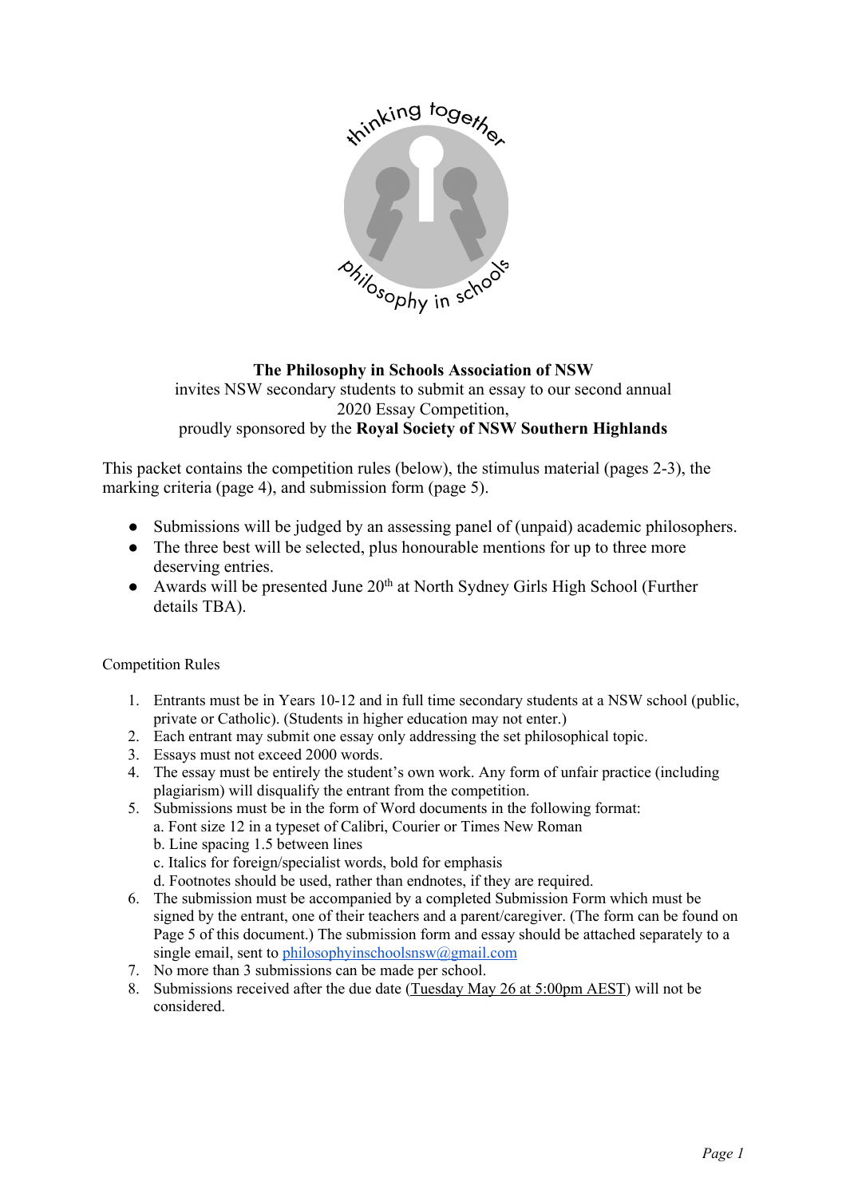**The Philosophy in Schools Association of NSW**
invites NSW secondary students to submit an essay to our second annual
2020 Essay Competition,
proudly sponsored by the **Royal Society of NSW Southern Highlands**

This packet contains the competition rules (below), the stimulus material (pages 2-3), the marking criteria (page 4), and submission form (page 5).

- Submissions will be judged by an assessing panel of (unpaid) academic philosophers.
- The three best will be selected, plus honourable mentions for up to three more deserving entries.
- Awards will be presented June 20th at North Sydney Girls High School (Further details TBA).

Competition Rules

1. Entrants must be in Years 10-12 and in full time secondary students at a NSW school (public, private or Catholic). (Students in higher education may not enter.)
2. Each entrant may submit one essay only addressing the set philosophical topic.
3. Essays must not exceed 2000 words.
4. The essay must be entirely the student's own work. Any form of unfair practice (including plagiarism) will disqualify the entrant from the competition.
5. Submissions must be in the form of Word documents in the following format:
   a. Font size 12 in a typeset of Calibri, Courier or Times New Roman
   b. Line spacing 1.5 between lines
   c. Italics for foreign/specialist words, bold for emphasis
   d. Footnotes should be used, rather than endnotes, if they are required.
6. The submission must be accompanied by a completed Submission Form which must be signed by the entrant, one of their teachers and a parent/caregiver. (The form can be found on Page 5 of this document.) The submission form and essay should be attached separately to a single email, sent to philosophyinschoolsnsw@gmail.com
7. No more than 3 submissions can be made per school.
8. Submissions received after the due date (Tuesday May 26 at 5:00pm AEST) will not be considered.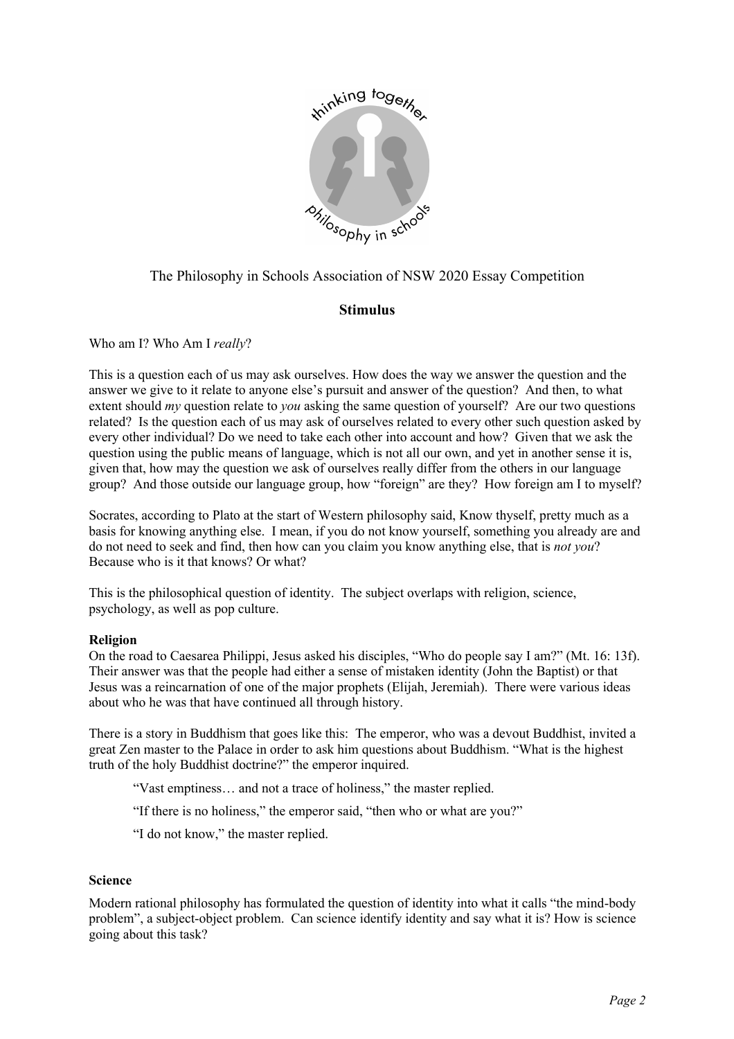The Philosophy in Schools Association of NSW 2020 Essay Competition

## Stimulus

Who am I? Who Am I *really*?

This is a question each of us may ask ourselves. How does the way we answer the question and the answer we give to it relate to anyone else's pursuit and answer of the question? And then, to what extent should *my* question relate to *you* asking the same question of yourself? Are our two questions related? Is the question each of us may ask of ourselves related to every other such question asked by every other individual? Do we need to take each other into account and how? Given that we ask the question using the public means of language, which is not all our own, and yet in another sense it is, given that, how may the question we ask of ourselves really differ from the others in our language group? And those outside our language group, how "foreign" are they? How foreign am I to myself?

Socrates, according to Plato at the start of Western philosophy said, Know thyself, pretty much as a basis for knowing anything else. I mean, if you do not know yourself, something you already are and do not need to seek and find, then how can you claim you know anything else, that is *not you*? Because who is it that knows? Or what?

This is the philosophical question of identity. The subject overlaps with religion, science, psychology, as well as pop culture.

### Religion

On the road to Caesarea Philippi, Jesus asked his disciples, "Who do people say I am?" (Mt. 16: 13f). Their answer was that the people had either a sense of mistaken identity (John the Baptist) or that Jesus was a reincarnation of one of the major prophets (Elijah, Jeremiah). There were various ideas about who he was that have continued all through history.

There is a story in Buddhism that goes like this: The emperor, who was a devout Buddhist, invited a great Zen master to the Palace in order to ask him questions about Buddhism. "What is the highest truth of the holy Buddhist doctrine?" the emperor inquired.

> "Vast emptiness… and not a trace of holiness," the master replied.
>
> "If there is no holiness," the emperor said, "then who or what are you?"
>
> "I do not know," the master replied.

### Science

Modern rational philosophy has formulated the question of identity into what it calls "the mind-body problem", a subject-object problem. Can science identify identity and say what it is? How is science going about this task?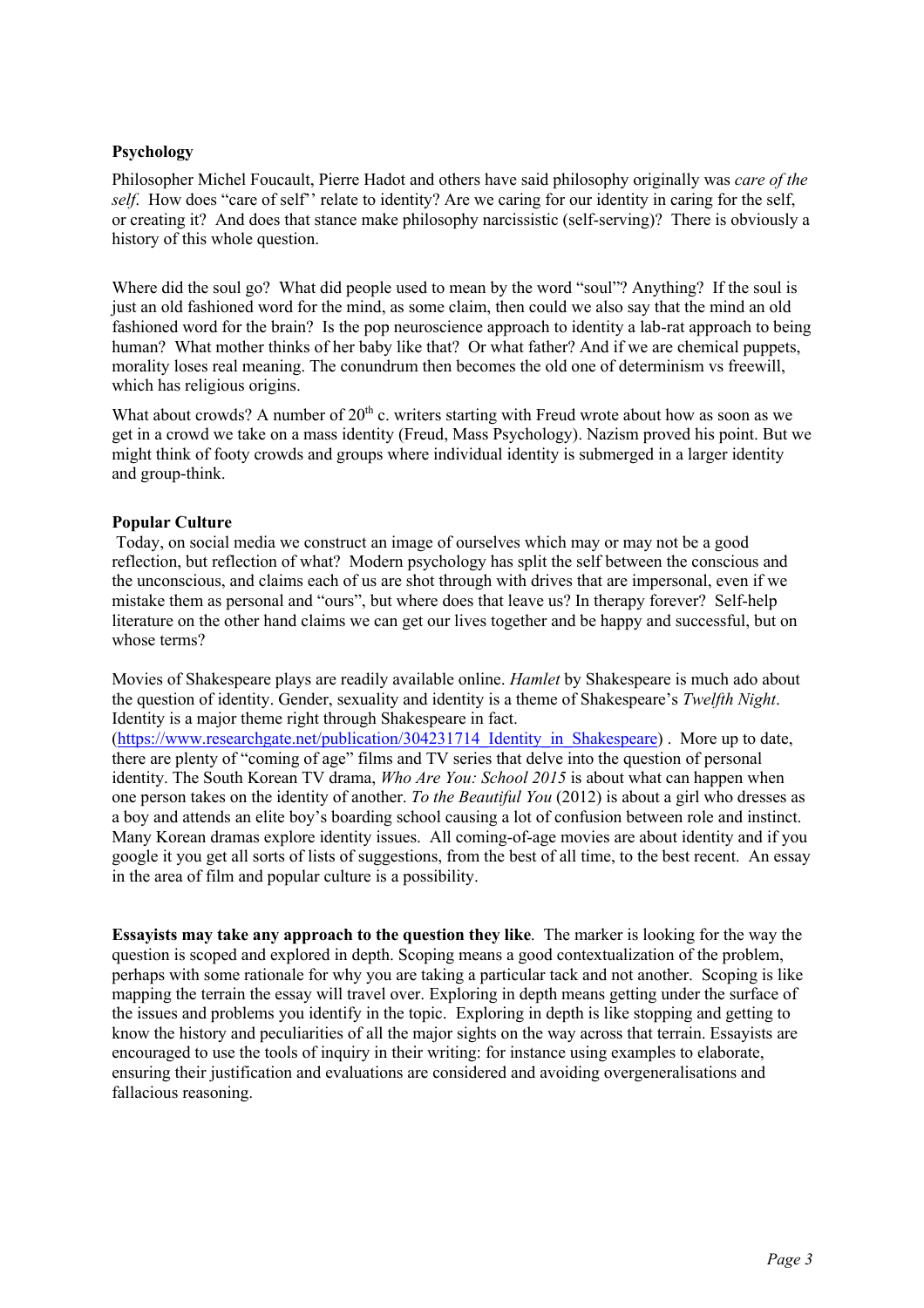**Psychology**

Philosopher Michel Foucault, Pierre Hadot and others have said philosophy originally was *care of the self*. How does "care of self'' relate to identity? Are we caring for our identity in caring for the self, or creating it? And does that stance make philosophy narcissistic (self-serving)? There is obviously a history of this whole question.

Where did the soul go? What did people used to mean by the word "soul"? Anything? If the soul is just an old fashioned word for the mind, as some claim, then could we also say that the mind an old fashioned word for the brain? Is the pop neuroscience approach to identity a lab-rat approach to being human? What mother thinks of her baby like that? Or what father? And if we are chemical puppets, morality loses real meaning. The conundrum then becomes the old one of determinism vs freewill, which has religious origins.

What about crowds? A number of 20th c. writers starting with Freud wrote about how as soon as we get in a crowd we take on a mass identity (Freud, Mass Psychology). Nazism proved his point. But we might think of footy crowds and groups where individual identity is submerged in a larger identity and group-think.

**Popular Culture**

Today, on social media we construct an image of ourselves which may or may not be a good reflection, but reflection of what? Modern psychology has split the self between the conscious and the unconscious, and claims each of us are shot through with drives that are impersonal, even if we mistake them as personal and "ours", but where does that leave us? In therapy forever? Self-help literature on the other hand claims we can get our lives together and be happy and successful, but on whose terms?

Movies of Shakespeare plays are readily available online. *Hamlet* by Shakespeare is much ado about the question of identity. Gender, sexuality and identity is a theme of Shakespeare's *Twelfth Night*. Identity is a major theme right through Shakespeare in fact. (https://www.researchgate.net/publication/304231714_Identity_in_Shakespeare) . More up to date, there are plenty of "coming of age" films and TV series that delve into the question of personal identity. The South Korean TV drama, *Who Are You: School 2015* is about what can happen when one person takes on the identity of another. *To the Beautiful You* (2012) is about a girl who dresses as a boy and attends an elite boy's boarding school causing a lot of confusion between role and instinct. Many Korean dramas explore identity issues. All coming-of-age movies are about identity and if you google it you get all sorts of lists of suggestions, from the best of all time, to the best recent. An essay in the area of film and popular culture is a possibility.

**Essayists may take any approach to the question they like**. The marker is looking for the way the question is scoped and explored in depth. Scoping means a good contextualization of the problem, perhaps with some rationale for why you are taking a particular tack and not another. Scoping is like mapping the terrain the essay will travel over. Exploring in depth means getting under the surface of the issues and problems you identify in the topic. Exploring in depth is like stopping and getting to know the history and peculiarities of all the major sights on the way across that terrain. Essayists are encouraged to use the tools of inquiry in their writing: for instance using examples to elaborate, ensuring their justification and evaluations are considered and avoiding overgeneralisations and fallacious reasoning.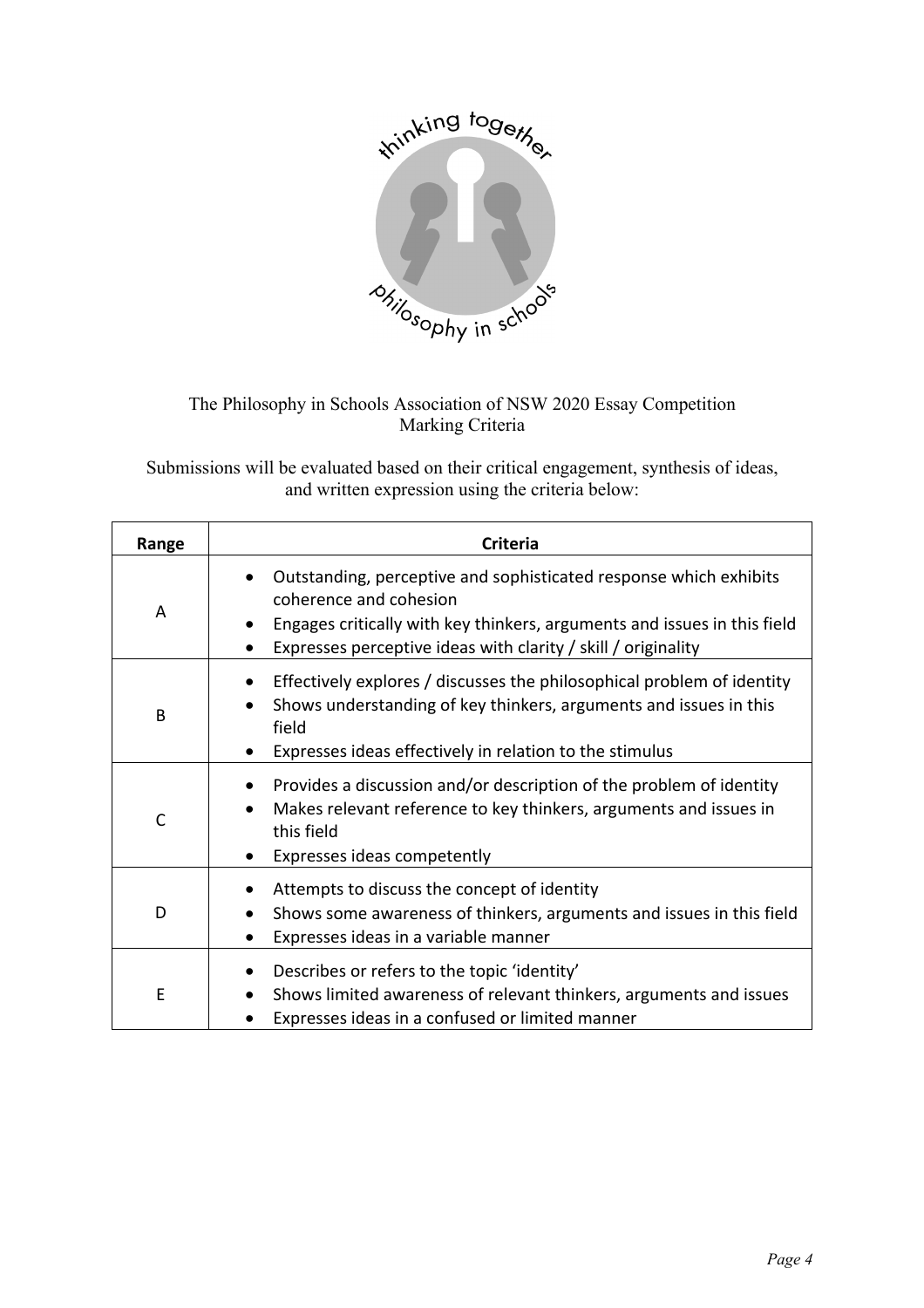The Philosophy in Schools Association of NSW 2020 Essay Competition
Marking Criteria

Submissions will be evaluated based on their critical engagement, synthesis of ideas, and written expression using the criteria below:

| Range | Criteria |
| --- | --- |
| A | • Outstanding, perceptive and sophisticated response which exhibits coherence and cohesion<br>• Engages critically with key thinkers, arguments and issues in this field<br>• Expresses perceptive ideas with clarity / skill / originality |
| B | • Effectively explores / discusses the philosophical problem of identity<br>• Shows understanding of key thinkers, arguments and issues in this field<br>• Expresses ideas effectively in relation to the stimulus |
| C | • Provides a discussion and/or description of the problem of identity<br>• Makes relevant reference to key thinkers, arguments and issues in this field<br>• Expresses ideas competently |
| D | • Attempts to discuss the concept of identity<br>• Shows some awareness of thinkers, arguments and issues in this field<br>• Expresses ideas in a variable manner |
| E | • Describes or refers to the topic 'identity'<br>• Shows limited awareness of relevant thinkers, arguments and issues<br>• Expresses ideas in a confused or limited manner |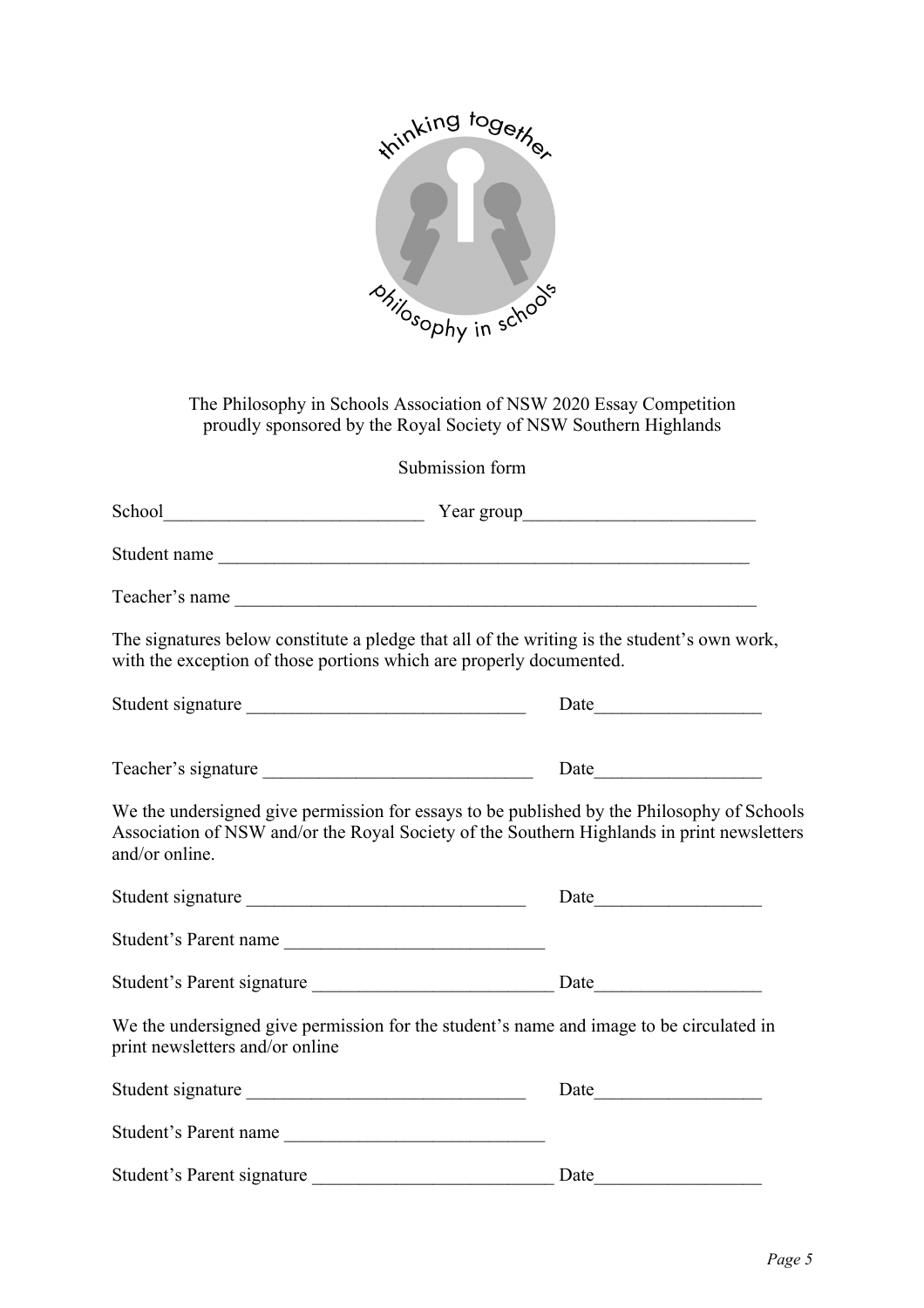The Philosophy in Schools Association of NSW 2020 Essay Competition
proudly sponsored by the Royal Society of NSW Southern Highlands

Submission form

School____________________________ Year group_________________________

Student name ____________________________________________________________

Teacher's name ___________________________________________________________

The signatures below constitute a pledge that all of the writing is the student's own work, with the exception of those portions which are properly documented.

Student signature ______________________________ Date__________________

Teacher's signature _____________________________ Date__________________

We the undersigned give permission for essays to be published by the Philosophy of Schools Association of NSW and/or the Royal Society of the Southern Highlands in print newsletters and/or online.

Student signature ______________________________ Date__________________

Student's Parent name ____________________________

Student's Parent signature __________________________ Date__________________

We the undersigned give permission for the student's name and image to be circulated in print newsletters and/or online

Student signature ______________________________ Date__________________

Student's Parent name ____________________________

Student's Parent signature __________________________ Date__________________